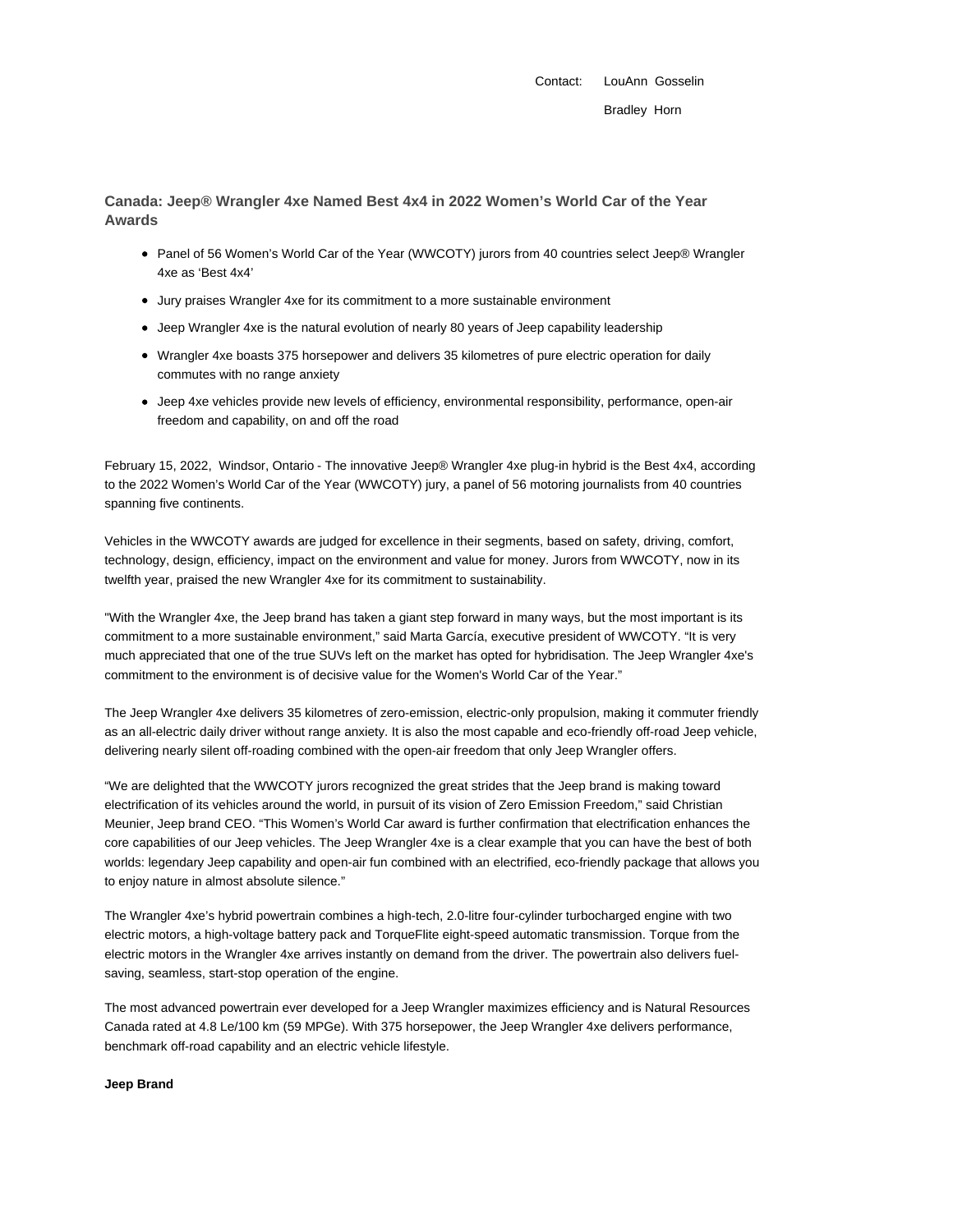Contact: LouAnn Gosselin

Bradley Horn

## Canada: Jeep® Wrangler 4xe Named Best 4x4 in 2022 Women's World Car of the Year Awards

- Panel of 56 Women's World Car of the Year (WWCOTY) jurors from 40 countries select Jeep® Wrangler 4xe as 'Best 4x4'
- Jury praises Wrangler 4xe for its commitment to a more sustainable environment
- Jeep Wrangler 4xe is the natural evolution of nearly 80 years of Jeep capability leadership
- Wrangler 4xe boasts 375 horsepower and delivers 35 kilometres of pure electric operation for daily commutes with no range anxiety
- Jeep 4xe vehicles provide new levels of efficiency, environmental responsibility, performance, open-air freedom and capability, on and off the road

February 15, 2022, Windsor, Ontario - The innovative Jeep® Wrangler 4xe plug-in hybrid is the Best 4x4, according to the 2022 Women's World Car of the Year (WWCOTY) jury, a panel of 56 motoring journalists from 40 countries spanning five continents.

Vehicles in the WWCOTY awards are judged for excellence in their segments, based on safety, driving, comfort, technology, design, efficiency, impact on the environment and value for money. Jurors from WWCOTY, now in its twelfth year, praised the new Wrangler 4xe for its commitment to sustainability.

"With the Wrangler 4xe, the Jeep brand has taken a giant step forward in many ways, but the most important is its commitment to a more sustainable environment," said Marta García, executive president of WWCOTY. "It is very much appreciated that one of the true SUVs left on the market has opted for hybridisation. The Jeep Wrangler 4xe's commitment to the environment is of decisive value for the Women's World Car of the Year."

The Jeep Wrangler 4xe delivers 35 kilometres of zero-emission, electric-only propulsion, making it commuter friendly as an all-electric daily driver without range anxiety. It is also the most capable and eco-friendly off-road Jeep vehicle, delivering nearly silent off-roading combined with the open-air freedom that only Jeep Wrangler offers.

"We are delighted that the WWCOTY jurors recognized the great strides that the Jeep brand is making toward electrification of its vehicles around the world, in pursuit of its vision of Zero Emission Freedom," said Christian Meunier, Jeep brand CEO. "This Women's World Car award is further confirmation that electrification enhances the core capabilities of our Jeep vehicles. The Jeep Wrangler 4xe is a clear example that you can have the best of both worlds: legendary Jeep capability and open-air fun combined with an electrified, eco-friendly package that allows you to enjoy nature in almost absolute silence."

The Wrangler 4xe's hybrid powertrain combines a high-tech, 2.0-litre four-cylinder turbocharged engine with two electric motors, a high-voltage battery pack and TorqueFlite eight-speed automatic transmission. Torque from the electric motors in the Wrangler 4xe arrives instantly on demand from the driver. The powertrain also delivers fuel-saving, seamless, start-stop operation of the engine.

The most advanced powertrain ever developed for a Jeep Wrangler maximizes efficiency and is Natural Resources Canada rated at 4.8 Le/100 km (59 MPGe). With 375 horsepower, the Jeep Wrangler 4xe delivers performance, benchmark off-road capability and an electric vehicle lifestyle.

**Jeep Brand**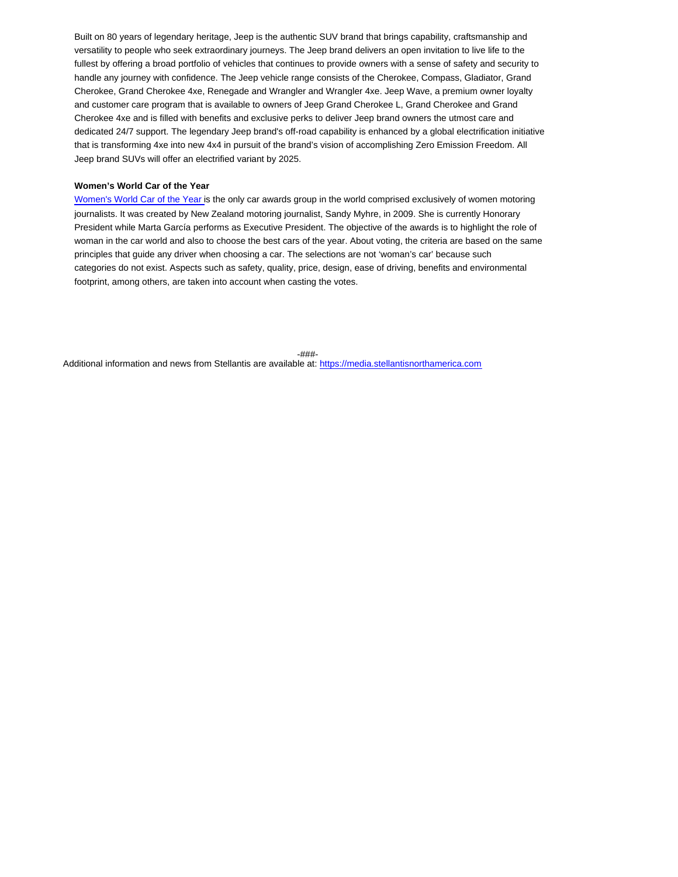Built on 80 years of legendary heritage, Jeep is the authentic SUV brand that brings capability, craftsmanship and versatility to people who seek extraordinary journeys. The Jeep brand delivers an open invitation to live life to the fullest by offering a broad portfolio of vehicles that continues to provide owners with a sense of safety and security to handle any journey with confidence. The Jeep vehicle range consists of the Cherokee, Compass, Gladiator, Grand Cherokee, Grand Cherokee 4xe, Renegade and Wrangler and Wrangler 4xe. Jeep Wave, a premium owner loyalty and customer care program that is available to owners of Jeep Grand Cherokee L, Grand Cherokee and Grand Cherokee 4xe and is filled with benefits and exclusive perks to deliver Jeep brand owners the utmost care and dedicated 24/7 support. The legendary Jeep brand's off-road capability is enhanced by a global electrification initiative that is transforming 4xe into new 4x4 in pursuit of the brand's vision of accomplishing Zero Emission Freedom. All Jeep brand SUVs will offer an electrified variant by 2025.

**Women's World Car of the Year**

Women's World Car of the Year is the only car awards group in the world comprised exclusively of women motoring journalists. It was created by New Zealand motoring journalist, Sandy Myhre, in 2009. She is currently Honorary President while Marta García performs as Executive President. The objective of the awards is to highlight the role of woman in the car world and also to choose the best cars of the year. About voting, the criteria are based on the same principles that guide any driver when choosing a car. The selections are not 'woman's car' because such categories do not exist. Aspects such as safety, quality, price, design, ease of driving, benefits and environmental footprint, among others, are taken into account when casting the votes.

-###-

Additional information and news from Stellantis are available at: https://media.stellantisnorthamerica.com